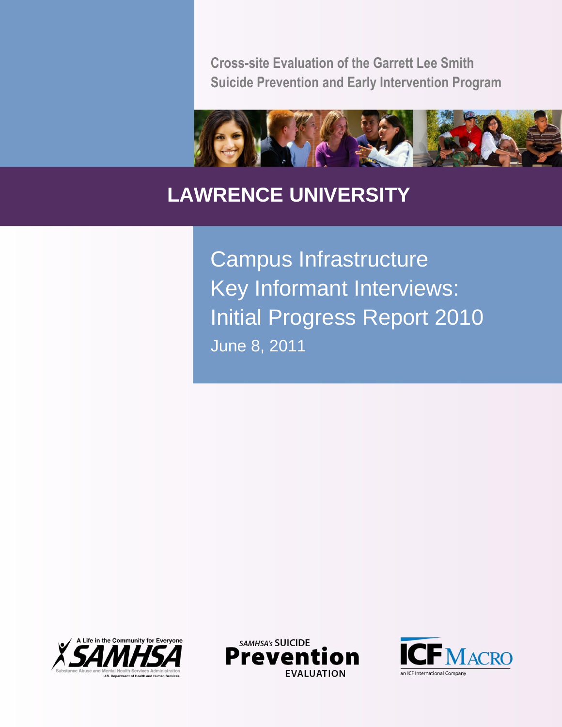Cross-site Evaluation of the Garrett Lee Smith Suicide Prevention and Early Intervention Program

# LAWRENCE UNIVERSITY

## Campus Infrastructure Key Informant Interviews: Initial Progress Report 2010

June 8, 2011

A Life in the Community for Everyone SAMHSA Substance Abuse and Mental Health Services Administration U.S. Department of Health and Human Services

SAMHSA's SUICIDE Prevention EVALUATION

ICF MACRO an ICF International Company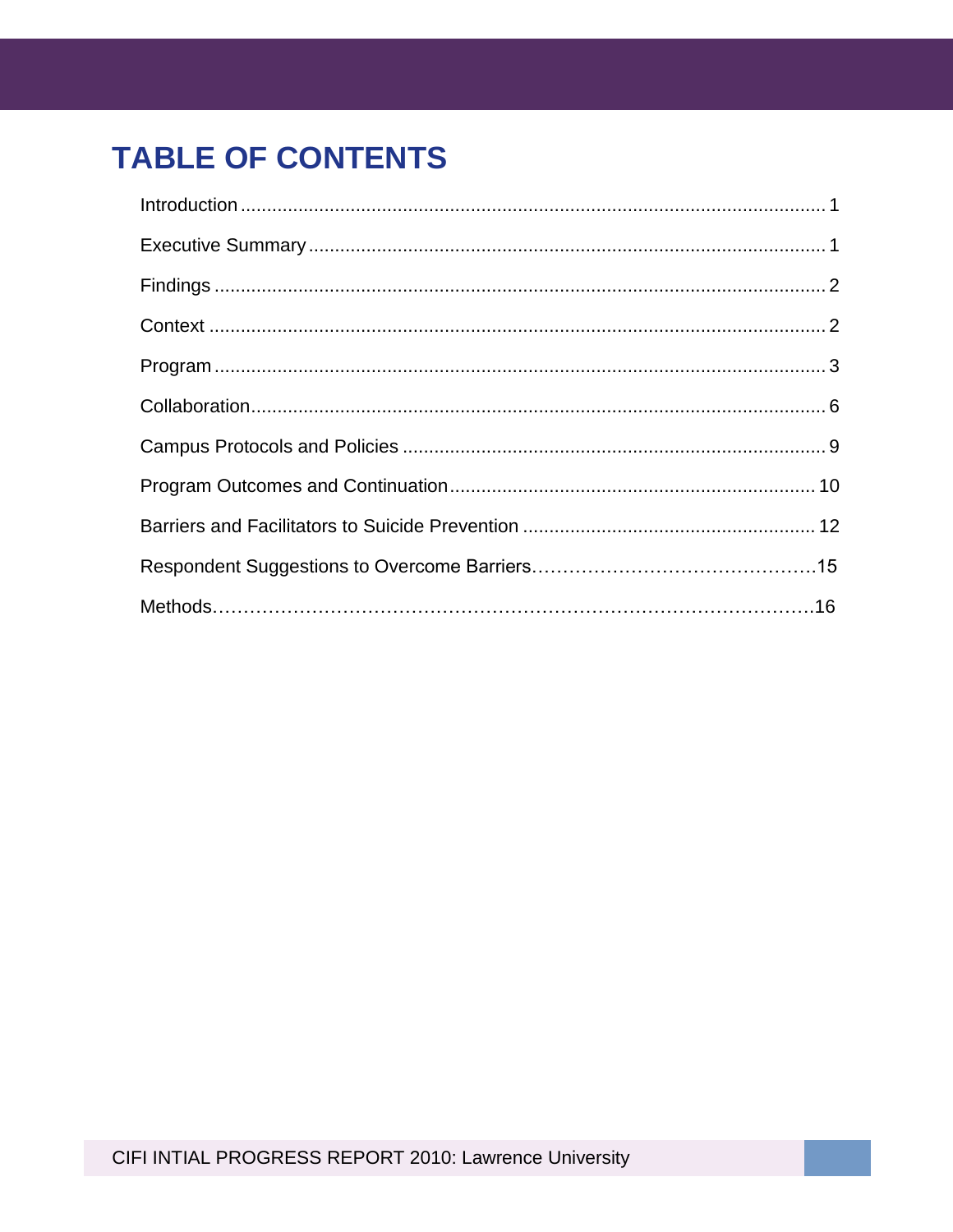# TABLE OF CONTENTS

Introduction ........................................................................................................ 1

Executive Summary ............................................................................................. 1

Findings ............................................................................................................... 2

Context ................................................................................................................ 2

Program ............................................................................................................... 3

Collaboration ....................................................................................................... 6

Campus Protocols and Policies ........................................................................... 9

Program Outcomes and Continuation ................................................................ 10

Barriers and Facilitators to Suicide Prevention .................................................. 12

Respondent Suggestions to Overcome Barriers……………………………………….15

Methods………………………………………………………………………………….16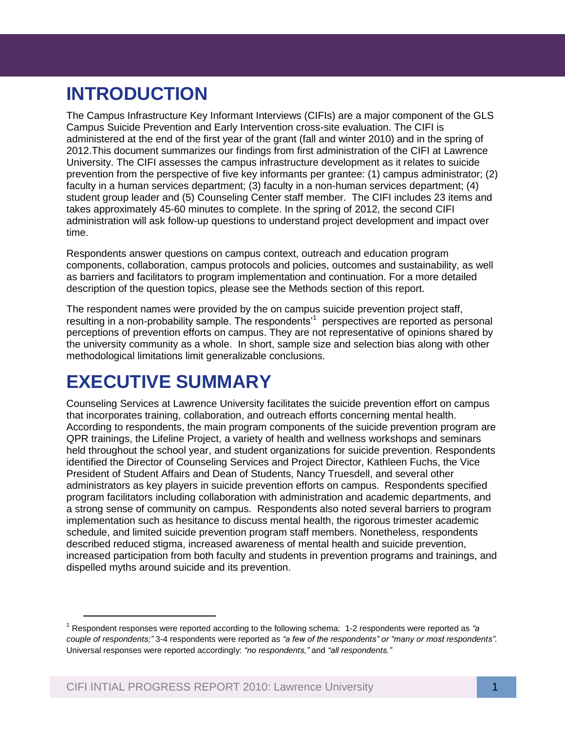# INTRODUCTION

The Campus Infrastructure Key Informant Interviews (CIFIs) are a major component of the GLS Campus Suicide Prevention and Early Intervention cross-site evaluation. The CIFI is administered at the end of the first year of the grant (fall and winter 2010) and in the spring of 2012.This document summarizes our findings from first administration of the CIFI at Lawrence University. The CIFI assesses the campus infrastructure development as it relates to suicide prevention from the perspective of five key informants per grantee: (1) campus administrator; (2) faculty in a human services department; (3) faculty in a non-human services department; (4) student group leader and (5) Counseling Center staff member. The CIFI includes 23 items and takes approximately 45-60 minutes to complete. In the spring of 2012, the second CIFI administration will ask follow-up questions to understand project development and impact over time.

Respondents answer questions on campus context, outreach and education program components, collaboration, campus protocols and policies, outcomes and sustainability, as well as barriers and facilitators to program implementation and continuation. For a more detailed description of the question topics, please see the Methods section of this report.

The respondent names were provided by the on campus suicide prevention project staff, resulting in a non-probability sample. The respondents'[1] perspectives are reported as personal perceptions of prevention efforts on campus. They are not representative of opinions shared by the university community as a whole. In short, sample size and selection bias along with other methodological limitations limit generalizable conclusions.

# EXECUTIVE SUMMARY

Counseling Services at Lawrence University facilitates the suicide prevention effort on campus that incorporates training, collaboration, and outreach efforts concerning mental health. According to respondents, the main program components of the suicide prevention program are QPR trainings, the Lifeline Project, a variety of health and wellness workshops and seminars held throughout the school year, and student organizations for suicide prevention. Respondents identified the Director of Counseling Services and Project Director, Kathleen Fuchs, the Vice President of Student Affairs and Dean of Students, Nancy Truesdell, and several other administrators as key players in suicide prevention efforts on campus. Respondents specified program facilitators including collaboration with administration and academic departments, and a strong sense of community on campus. Respondents also noted several barriers to program implementation such as hesitance to discuss mental health, the rigorous trimester academic schedule, and limited suicide prevention program staff members. Nonetheless, respondents described reduced stigma, increased awareness of mental health and suicide prevention, increased participation from both faculty and students in prevention programs and trainings, and dispelled myths around suicide and its prevention.

---

[1] Respondent responses were reported according to the following schema: 1-2 respondents were reported as *"a couple of respondents;"* 3-4 respondents were reported as *"a few of the respondents" or "many or most respondents".* Universal responses were reported accordingly: *"no respondents,"* and *"all respondents."*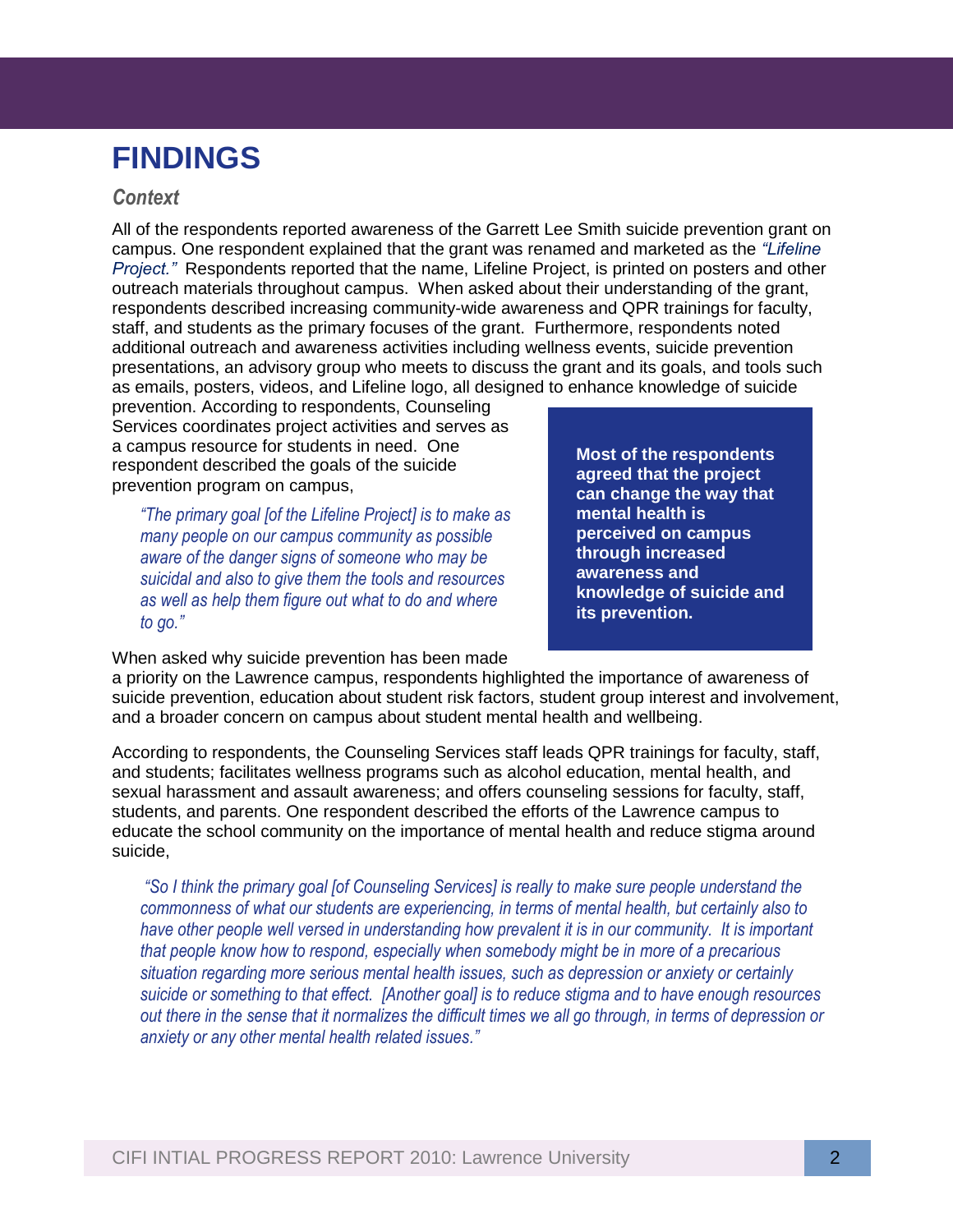# FINDINGS

### *Context*

All of the respondents reported awareness of the Garrett Lee Smith suicide prevention grant on campus. One respondent explained that the grant was renamed and marketed as the *"Lifeline Project."* Respondents reported that the name, Lifeline Project, is printed on posters and other outreach materials throughout campus. When asked about their understanding of the grant, respondents described increasing community-wide awareness and QPR trainings for faculty, staff, and students as the primary focuses of the grant. Furthermore, respondents noted additional outreach and awareness activities including wellness events, suicide prevention presentations, an advisory group who meets to discuss the grant and its goals, and tools such as emails, posters, videos, and Lifeline logo, all designed to enhance knowledge of suicide prevention. According to respondents, Counseling Services coordinates project activities and serves as a campus resource for students in need. One respondent described the goals of the suicide prevention program on campus,

> *"The primary goal [of the Lifeline Project] is to make as many people on our campus community as possible aware of the danger signs of someone who may be suicidal and also to give them the tools and resources as well as help them figure out what to do and where to go."*

**Most of the respondents agreed that the project can change the way that mental health is perceived on campus through increased awareness and knowledge of suicide and its prevention.**

When asked why suicide prevention has been made a priority on the Lawrence campus, respondents highlighted the importance of awareness of suicide prevention, education about student risk factors, student group interest and involvement, and a broader concern on campus about student mental health and wellbeing.

According to respondents, the Counseling Services staff leads QPR trainings for faculty, staff, and students; facilitates wellness programs such as alcohol education, mental health, and sexual harassment and assault awareness; and offers counseling sessions for faculty, staff, students, and parents. One respondent described the efforts of the Lawrence campus to educate the school community on the importance of mental health and reduce stigma around suicide,

> *"So I think the primary goal [of Counseling Services] is really to make sure people understand the commonness of what our students are experiencing, in terms of mental health, but certainly also to have other people well versed in understanding how prevalent it is in our community. It is important that people know how to respond, especially when somebody might be in more of a precarious situation regarding more serious mental health issues, such as depression or anxiety or certainly suicide or something to that effect. [Another goal] is to reduce stigma and to have enough resources out there in the sense that it normalizes the difficult times we all go through, in terms of depression or anxiety or any other mental health related issues."*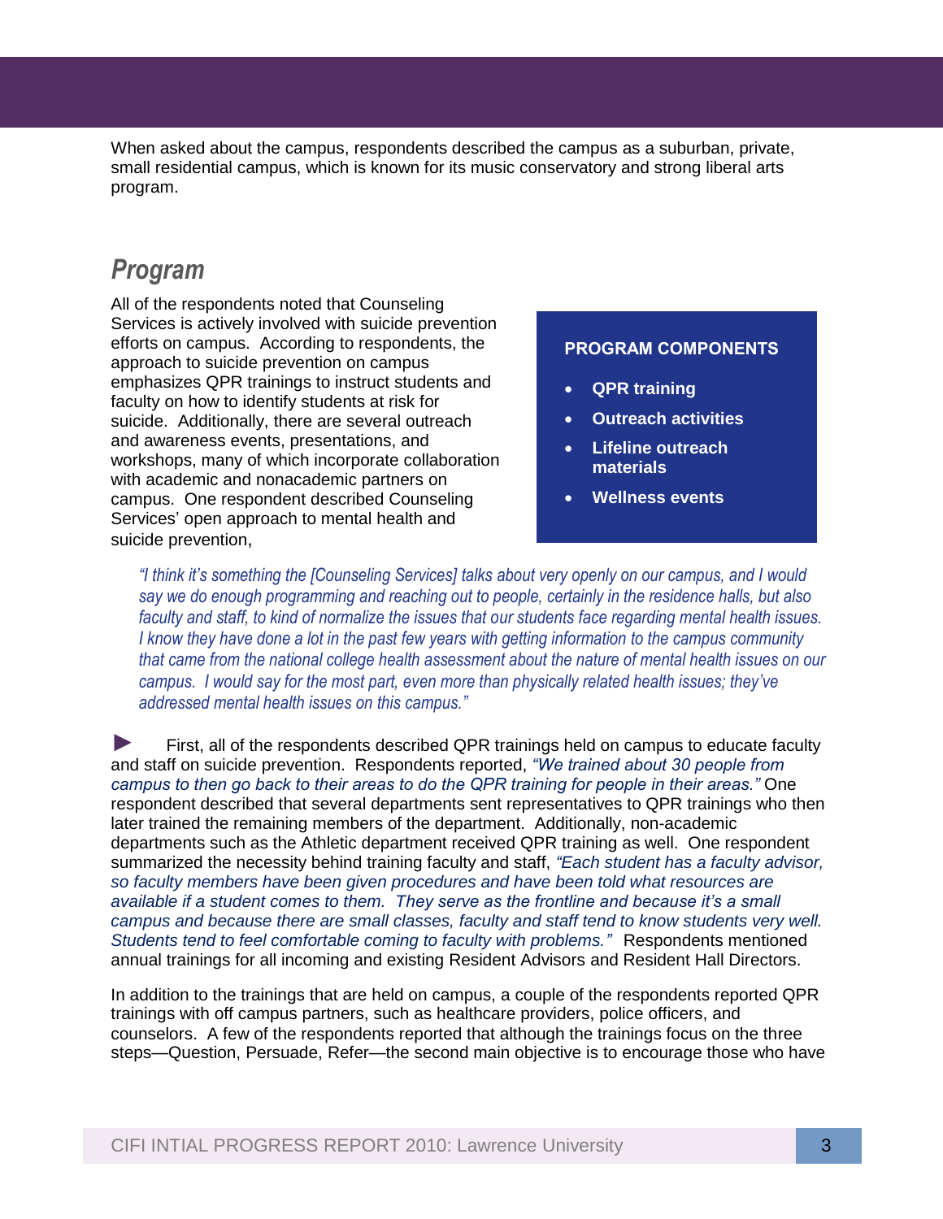When asked about the campus, respondents described the campus as a suburban, private, small residential campus, which is known for its music conservatory and strong liberal arts program.

## *Program*

All of the respondents noted that Counseling Services is actively involved with suicide prevention efforts on campus. According to respondents, the approach to suicide prevention on campus emphasizes QPR trainings to instruct students and faculty on how to identify students at risk for suicide. Additionally, there are several outreach and awareness events, presentations, and workshops, many of which incorporate collaboration with academic and nonacademic partners on campus. One respondent described Counseling Services' open approach to mental health and suicide prevention,

> **PROGRAM COMPONENTS**
>
> - **QPR training**
> - **Outreach activities**
> - **Lifeline outreach materials**
> - **Wellness events**

> *"I think it's something the [Counseling Services] talks about very openly on our campus, and I would say we do enough programming and reaching out to people, certainly in the residence halls, but also faculty and staff, to kind of normalize the issues that our students face regarding mental health issues. I know they have done a lot in the past few years with getting information to the campus community that came from the national college health assessment about the nature of mental health issues on our campus. I would say for the most part, even more than physically related health issues; they've addressed mental health issues on this campus."*

► First, all of the respondents described QPR trainings held on campus to educate faculty and staff on suicide prevention. Respondents reported, *"We trained about 30 people from campus to then go back to their areas to do the QPR training for people in their areas."* One respondent described that several departments sent representatives to QPR trainings who then later trained the remaining members of the department. Additionally, non-academic departments such as the Athletic department received QPR training as well. One respondent summarized the necessity behind training faculty and staff, *"Each student has a faculty advisor, so faculty members have been given procedures and have been told what resources are available if a student comes to them. They serve as the frontline and because it's a small campus and because there are small classes, faculty and staff tend to know students very well. Students tend to feel comfortable coming to faculty with problems."* Respondents mentioned annual trainings for all incoming and existing Resident Advisors and Resident Hall Directors.

In addition to the trainings that are held on campus, a couple of the respondents reported QPR trainings with off campus partners, such as healthcare providers, police officers, and counselors. A few of the respondents reported that although the trainings focus on the three steps—Question, Persuade, Refer—the second main objective is to encourage those who have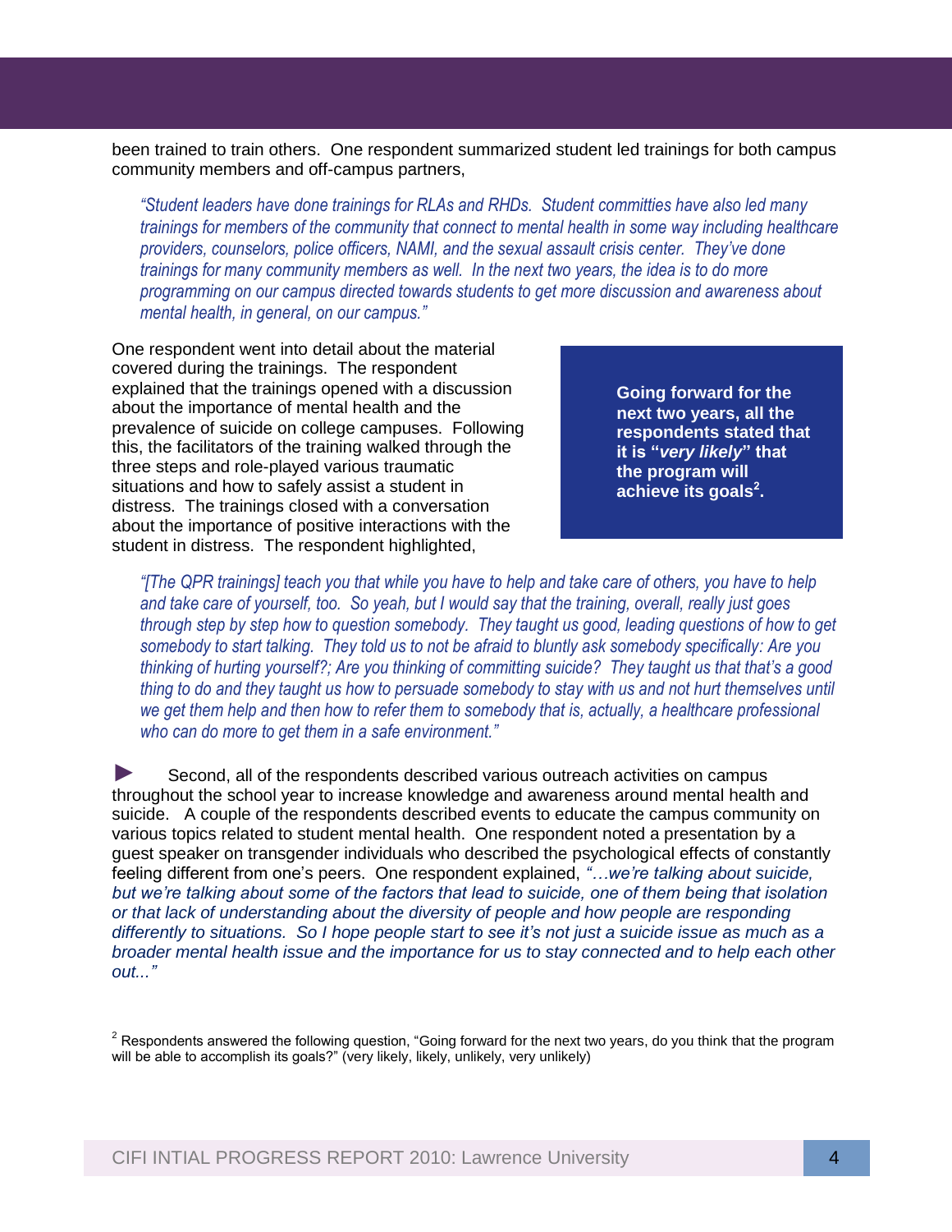been trained to train others. One respondent summarized student led trainings for both campus community members and off-campus partners,

> *"Student leaders have done trainings for RLAs and RHDs. Student committies have also led many trainings for members of the community that connect to mental health in some way including healthcare providers, counselors, police officers, NAMI, and the sexual assault crisis center. They've done trainings for many community members as well. In the next two years, the idea is to do more programming on our campus directed towards students to get more discussion and awareness about mental health, in general, on our campus."*

One respondent went into detail about the material covered during the trainings. The respondent explained that the trainings opened with a discussion about the importance of mental health and the prevalence of suicide on college campuses. Following this, the facilitators of the training walked through the three steps and role-played various traumatic situations and how to safely assist a student in distress. The trainings closed with a conversation about the importance of positive interactions with the student in distress. The respondent highlighted,

> **Going forward for the next two years, all the respondents stated that it is "*very likely*" that the program will achieve its goals[2].**

> *"[The QPR trainings] teach you that while you have to help and take care of others, you have to help and take care of yourself, too. So yeah, but I would say that the training, overall, really just goes through step by step how to question somebody. They taught us good, leading questions of how to get somebody to start talking. They told us to not be afraid to bluntly ask somebody specifically: Are you thinking of hurting yourself?; Are you thinking of committing suicide? They taught us that that's a good thing to do and they taught us how to persuade somebody to stay with us and not hurt themselves until we get them help and then how to refer them to somebody that is, actually, a healthcare professional who can do more to get them in a safe environment."*

► Second, all of the respondents described various outreach activities on campus throughout the school year to increase knowledge and awareness around mental health and suicide. A couple of the respondents described events to educate the campus community on various topics related to student mental health. One respondent noted a presentation by a guest speaker on transgender individuals who described the psychological effects of constantly feeling different from one's peers. One respondent explained, *"…we're talking about suicide, but we're talking about some of the factors that lead to suicide, one of them being that isolation or that lack of understanding about the diversity of people and how people are responding differently to situations. So I hope people start to see it's not just a suicide issue as much as a broader mental health issue and the importance for us to stay connected and to help each other out..."*

[2] Respondents answered the following question, "Going forward for the next two years, do you think that the program will be able to accomplish its goals?" (very likely, likely, unlikely, very unlikely)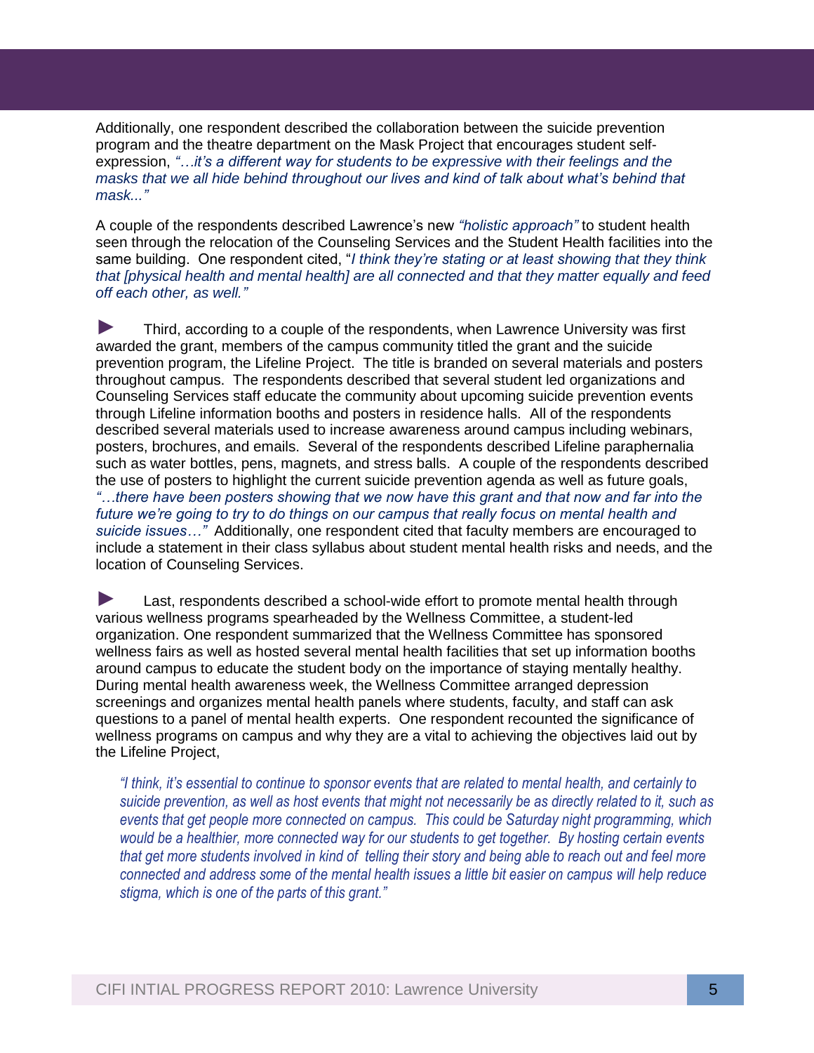Additionally, one respondent described the collaboration between the suicide prevention program and the theatre department on the Mask Project that encourages student self-expression, *"…it's a different way for students to be expressive with their feelings and the masks that we all hide behind throughout our lives and kind of talk about what's behind that mask..."*

A couple of the respondents described Lawrence's new *"holistic approach"* to student health seen through the relocation of the Counseling Services and the Student Health facilities into the same building. One respondent cited, "*I think they're stating or at least showing that they think that [physical health and mental health] are all connected and that they matter equally and feed off each other, as well."*

► Third, according to a couple of the respondents, when Lawrence University was first awarded the grant, members of the campus community titled the grant and the suicide prevention program, the Lifeline Project. The title is branded on several materials and posters throughout campus. The respondents described that several student led organizations and Counseling Services staff educate the community about upcoming suicide prevention events through Lifeline information booths and posters in residence halls. All of the respondents described several materials used to increase awareness around campus including webinars, posters, brochures, and emails. Several of the respondents described Lifeline paraphernalia such as water bottles, pens, magnets, and stress balls. A couple of the respondents described the use of posters to highlight the current suicide prevention agenda as well as future goals, *"…there have been posters showing that we now have this grant and that now and far into the future we're going to try to do things on our campus that really focus on mental health and suicide issues…"* Additionally, one respondent cited that faculty members are encouraged to include a statement in their class syllabus about student mental health risks and needs, and the location of Counseling Services.

► Last, respondents described a school-wide effort to promote mental health through various wellness programs spearheaded by the Wellness Committee, a student-led organization. One respondent summarized that the Wellness Committee has sponsored wellness fairs as well as hosted several mental health facilities that set up information booths around campus to educate the student body on the importance of staying mentally healthy. During mental health awareness week, the Wellness Committee arranged depression screenings and organizes mental health panels where students, faculty, and staff can ask questions to a panel of mental health experts. One respondent recounted the significance of wellness programs on campus and why they are a vital to achieving the objectives laid out by the Lifeline Project,

> *"I think, it's essential to continue to sponsor events that are related to mental health, and certainly to suicide prevention, as well as host events that might not necessarily be as directly related to it, such as events that get people more connected on campus. This could be Saturday night programming, which would be a healthier, more connected way for our students to get together. By hosting certain events that get more students involved in kind of telling their story and being able to reach out and feel more connected and address some of the mental health issues a little bit easier on campus will help reduce stigma, which is one of the parts of this grant."*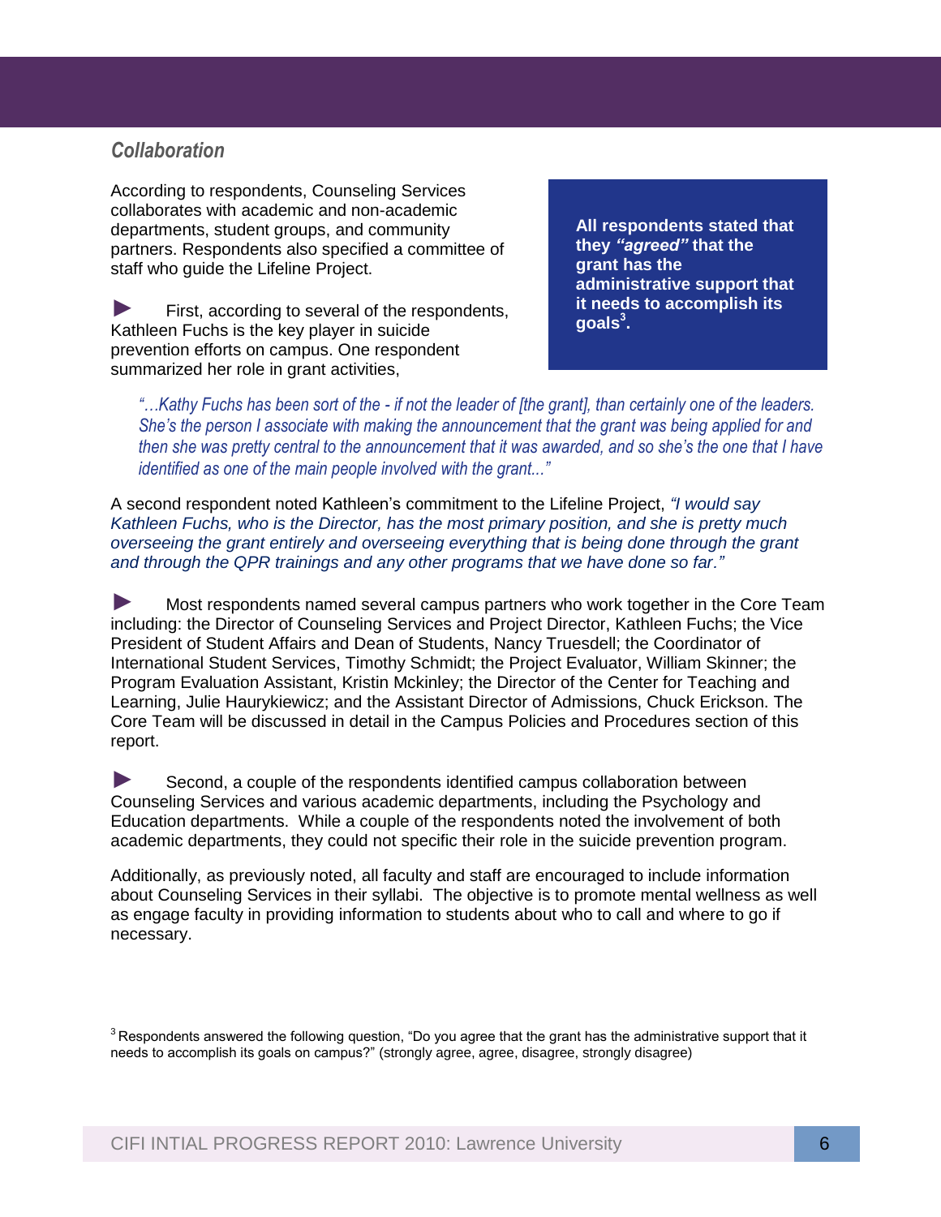### *Collaboration*

According to respondents, Counseling Services collaborates with academic and non-academic departments, student groups, and community partners. Respondents also specified a committee of staff who guide the Lifeline Project.

**All respondents stated that they *"agreed"* that the grant has the administrative support that it needs to accomplish its goals[3].**

► First, according to several of the respondents, Kathleen Fuchs is the key player in suicide prevention efforts on campus. One respondent summarized her role in grant activities,

> *"…Kathy Fuchs has been sort of the - if not the leader of [the grant], than certainly one of the leaders. She's the person I associate with making the announcement that the grant was being applied for and then she was pretty central to the announcement that it was awarded, and so she's the one that I have identified as one of the main people involved with the grant..."*

A second respondent noted Kathleen's commitment to the Lifeline Project, *"I would say Kathleen Fuchs, who is the Director, has the most primary position, and she is pretty much overseeing the grant entirely and overseeing everything that is being done through the grant and through the QPR trainings and any other programs that we have done so far."*

► Most respondents named several campus partners who work together in the Core Team including: the Director of Counseling Services and Project Director, Kathleen Fuchs; the Vice President of Student Affairs and Dean of Students, Nancy Truesdell; the Coordinator of International Student Services, Timothy Schmidt; the Project Evaluator, William Skinner; the Program Evaluation Assistant, Kristin Mckinley; the Director of the Center for Teaching and Learning, Julie Haurykiewicz; and the Assistant Director of Admissions, Chuck Erickson. The Core Team will be discussed in detail in the Campus Policies and Procedures section of this report.

► Second, a couple of the respondents identified campus collaboration between Counseling Services and various academic departments, including the Psychology and Education departments. While a couple of the respondents noted the involvement of both academic departments, they could not specific their role in the suicide prevention program.

Additionally, as previously noted, all faculty and staff are encouraged to include information about Counseling Services in their syllabi. The objective is to promote mental wellness as well as engage faculty in providing information to students about who to call and where to go if necessary.

[3] Respondents answered the following question, "Do you agree that the grant has the administrative support that it needs to accomplish its goals on campus?" (strongly agree, agree, disagree, strongly disagree)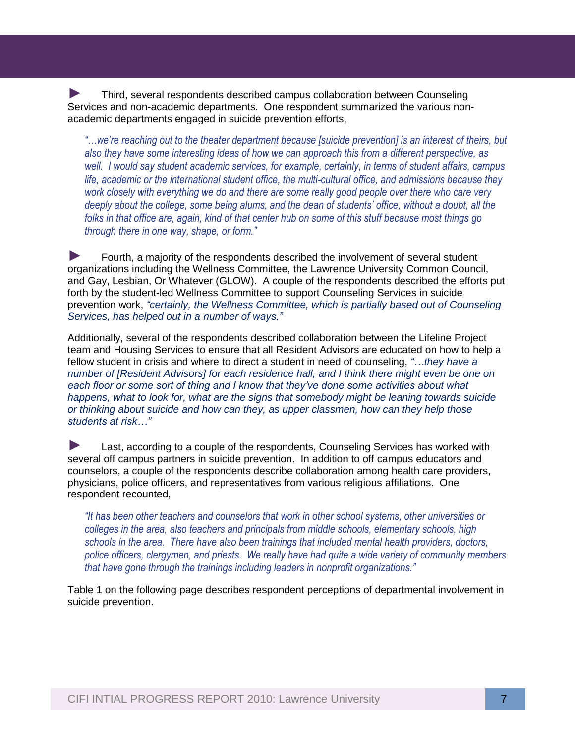► Third, several respondents described campus collaboration between Counseling Services and non-academic departments. One respondent summarized the various non-academic departments engaged in suicide prevention efforts,

> *"…we're reaching out to the theater department because [suicide prevention] is an interest of theirs, but also they have some interesting ideas of how we can approach this from a different perspective, as well. I would say student academic services, for example, certainly, in terms of student affairs, campus life, academic or the international student office, the multi-cultural office, and admissions because they work closely with everything we do and there are some really good people over there who care very deeply about the college, some being alums, and the dean of students' office, without a doubt, all the folks in that office are, again, kind of that center hub on some of this stuff because most things go through there in one way, shape, or form."*

► Fourth, a majority of the respondents described the involvement of several student organizations including the Wellness Committee, the Lawrence University Common Council, and Gay, Lesbian, Or Whatever (GLOW). A couple of the respondents described the efforts put forth by the student-led Wellness Committee to support Counseling Services in suicide prevention work, *"certainly, the Wellness Committee, which is partially based out of Counseling Services, has helped out in a number of ways."*

Additionally, several of the respondents described collaboration between the Lifeline Project team and Housing Services to ensure that all Resident Advisors are educated on how to help a fellow student in crisis and where to direct a student in need of counseling, *"…they have a number of [Resident Advisors] for each residence hall, and I think there might even be one on each floor or some sort of thing and I know that they've done some activities about what happens, what to look for, what are the signs that somebody might be leaning towards suicide or thinking about suicide and how can they, as upper classmen, how can they help those students at risk…"*

► Last, according to a couple of the respondents, Counseling Services has worked with several off campus partners in suicide prevention. In addition to off campus educators and counselors, a couple of the respondents describe collaboration among health care providers, physicians, police officers, and representatives from various religious affiliations. One respondent recounted,

> *"It has been other teachers and counselors that work in other school systems, other universities or colleges in the area, also teachers and principals from middle schools, elementary schools, high schools in the area. There have also been trainings that included mental health providers, doctors, police officers, clergymen, and priests. We really have had quite a wide variety of community members that have gone through the trainings including leaders in nonprofit organizations."*

Table 1 on the following page describes respondent perceptions of departmental involvement in suicide prevention.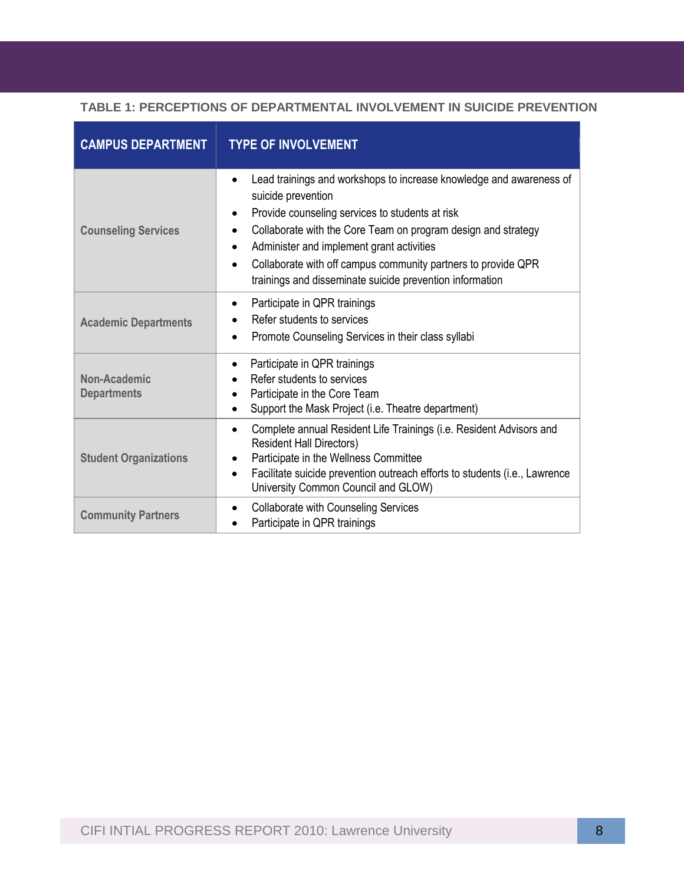**TABLE 1: PERCEPTIONS OF DEPARTMENTAL INVOLVEMENT IN SUICIDE PREVENTION**

| CAMPUS DEPARTMENT | TYPE OF INVOLVEMENT |
|---|---|
| **Counseling Services** | • Lead trainings and workshops to increase knowledge and awareness of suicide prevention<br>• Provide counseling services to students at risk<br>• Collaborate with the Core Team on program design and strategy<br>• Administer and implement grant activities<br>• Collaborate with off campus community partners to provide QPR trainings and disseminate suicide prevention information |
| **Academic Departments** | • Participate in QPR trainings<br>• Refer students to services<br>• Promote Counseling Services in their class syllabi |
| **Non-Academic Departments** | • Participate in QPR trainings<br>• Refer students to services<br>• Participate in the Core Team<br>• Support the Mask Project (i.e. Theatre department) |
| **Student Organizations** | • Complete annual Resident Life Trainings (i.e. Resident Advisors and Resident Hall Directors)<br>• Participate in the Wellness Committee<br>• Facilitate suicide prevention outreach efforts to students (i.e., Lawrence University Common Council and GLOW) |
| **Community Partners** | • Collaborate with Counseling Services<br>• Participate in QPR trainings |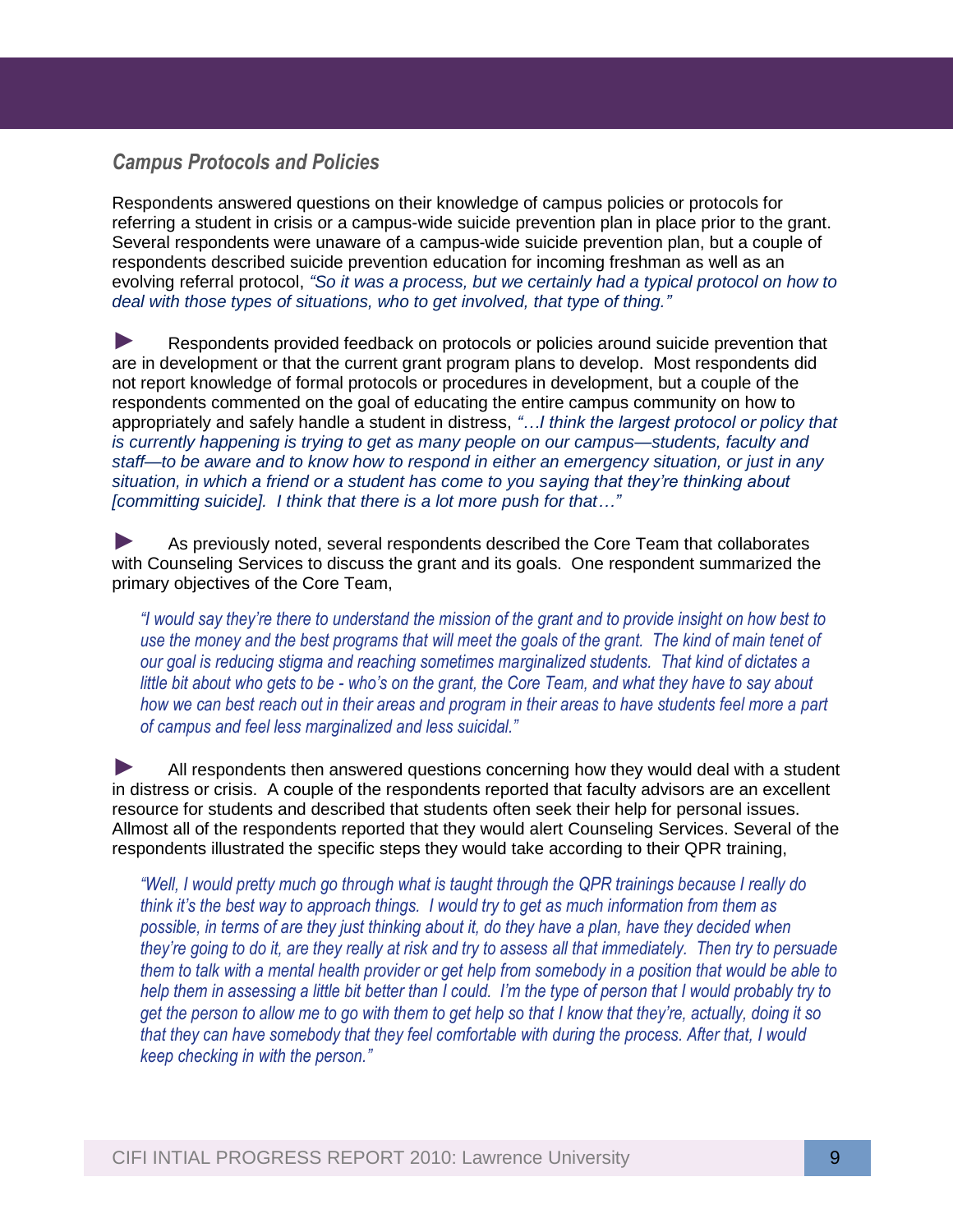### *Campus Protocols and Policies*

Respondents answered questions on their knowledge of campus policies or protocols for referring a student in crisis or a campus-wide suicide prevention plan in place prior to the grant. Several respondents were unaware of a campus-wide suicide prevention plan, but a couple of respondents described suicide prevention education for incoming freshman as well as an evolving referral protocol, *"So it was a process, but we certainly had a typical protocol on how to deal with those types of situations, who to get involved, that type of thing."*

► Respondents provided feedback on protocols or policies around suicide prevention that are in development or that the current grant program plans to develop. Most respondents did not report knowledge of formal protocols or procedures in development, but a couple of the respondents commented on the goal of educating the entire campus community on how to appropriately and safely handle a student in distress, *"…I think the largest protocol or policy that is currently happening is trying to get as many people on our campus—students, faculty and staff—to be aware and to know how to respond in either an emergency situation, or just in any situation, in which a friend or a student has come to you saying that they're thinking about [committing suicide]. I think that there is a lot more push for that…"*

► As previously noted, several respondents described the Core Team that collaborates with Counseling Services to discuss the grant and its goals. One respondent summarized the primary objectives of the Core Team,

> *"I would say they're there to understand the mission of the grant and to provide insight on how best to use the money and the best programs that will meet the goals of the grant. The kind of main tenet of our goal is reducing stigma and reaching sometimes marginalized students. That kind of dictates a little bit about who gets to be - who's on the grant, the Core Team, and what they have to say about how we can best reach out in their areas and program in their areas to have students feel more a part of campus and feel less marginalized and less suicidal."*

► All respondents then answered questions concerning how they would deal with a student in distress or crisis. A couple of the respondents reported that faculty advisors are an excellent resource for students and described that students often seek their help for personal issues. Allmost all of the respondents reported that they would alert Counseling Services. Several of the respondents illustrated the specific steps they would take according to their QPR training,

> *"Well, I would pretty much go through what is taught through the QPR trainings because I really do think it's the best way to approach things. I would try to get as much information from them as possible, in terms of are they just thinking about it, do they have a plan, have they decided when they're going to do it, are they really at risk and try to assess all that immediately. Then try to persuade them to talk with a mental health provider or get help from somebody in a position that would be able to help them in assessing a little bit better than I could. I'm the type of person that I would probably try to get the person to allow me to go with them to get help so that I know that they're, actually, doing it so that they can have somebody that they feel comfortable with during the process. After that, I would keep checking in with the person."*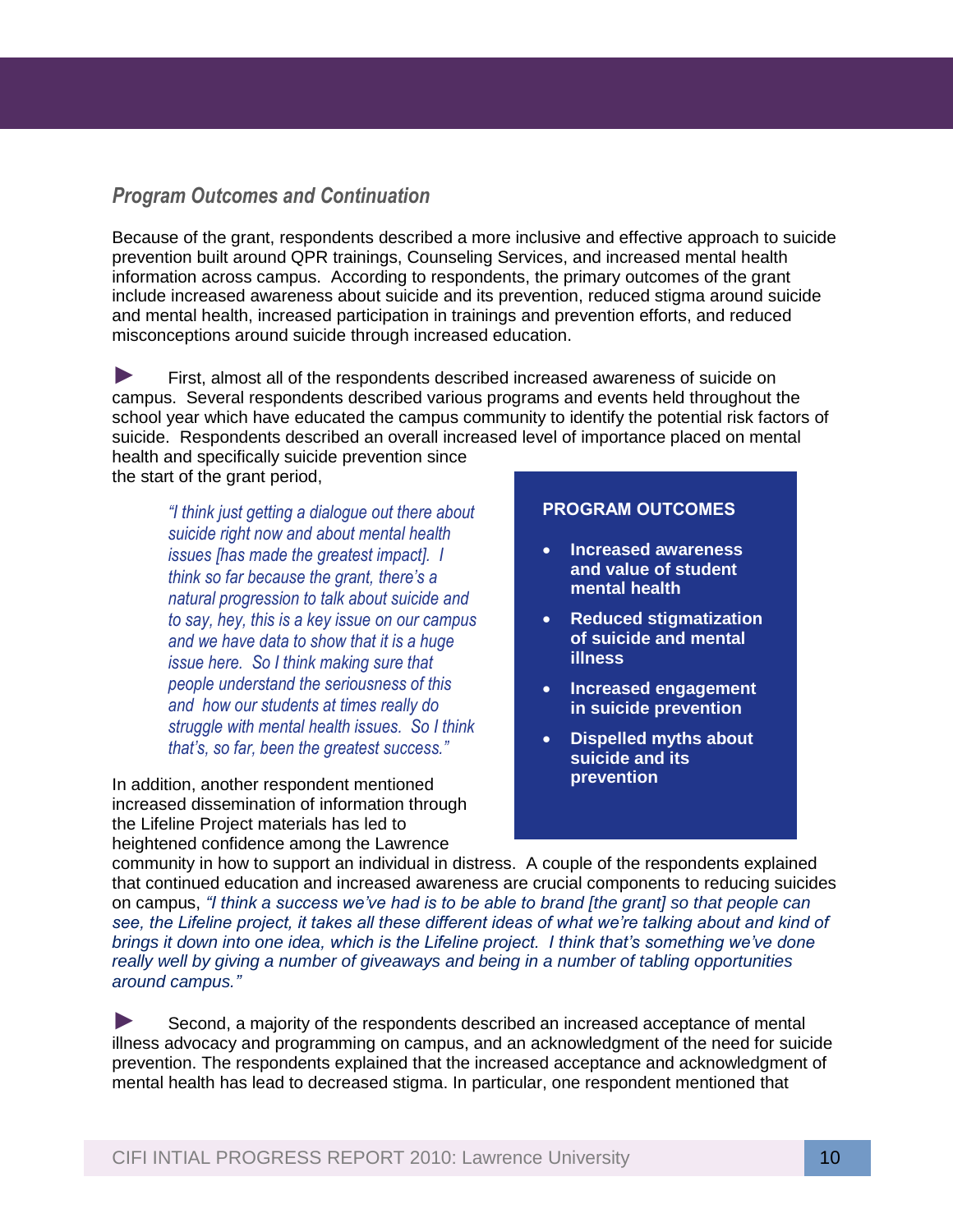### *Program Outcomes and Continuation*

Because of the grant, respondents described a more inclusive and effective approach to suicide prevention built around QPR trainings, Counseling Services, and increased mental health information across campus. According to respondents, the primary outcomes of the grant include increased awareness about suicide and its prevention, reduced stigma around suicide and mental health, increased participation in trainings and prevention efforts, and reduced misconceptions around suicide through increased education.

► First, almost all of the respondents described increased awareness of suicide on campus. Several respondents described various programs and events held throughout the school year which have educated the campus community to identify the potential risk factors of suicide. Respondents described an overall increased level of importance placed on mental health and specifically suicide prevention since the start of the grant period,

> *"I think just getting a dialogue out there about suicide right now and about mental health issues [has made the greatest impact]. I think so far because the grant, there's a natural progression to talk about suicide and to say, hey, this is a key issue on our campus and we have data to show that it is a huge issue here. So I think making sure that people understand the seriousness of this and how our students at times really do struggle with mental health issues. So I think that's, so far, been the greatest success."*

In addition, another respondent mentioned increased dissemination of information through the Lifeline Project materials has led to heightened confidence among the Lawrence community in how to support an individual in distress. A couple of the respondents explained that continued education and increased awareness are crucial components to reducing suicides on campus, *"I think a success we've had is to be able to brand [the grant] so that people can see, the Lifeline project, it takes all these different ideas of what we're talking about and kind of brings it down into one idea, which is the Lifeline project. I think that's something we've done really well by giving a number of giveaways and being in a number of tabling opportunities around campus."*

**PROGRAM OUTCOMES**

- **Increased awareness and value of student mental health**
- **Reduced stigmatization of suicide and mental illness**
- **Increased engagement in suicide prevention**
- **Dispelled myths about suicide and its prevention**

► Second, a majority of the respondents described an increased acceptance of mental illness advocacy and programming on campus, and an acknowledgment of the need for suicide prevention. The respondents explained that the increased acceptance and acknowledgment of mental health has lead to decreased stigma. In particular, one respondent mentioned that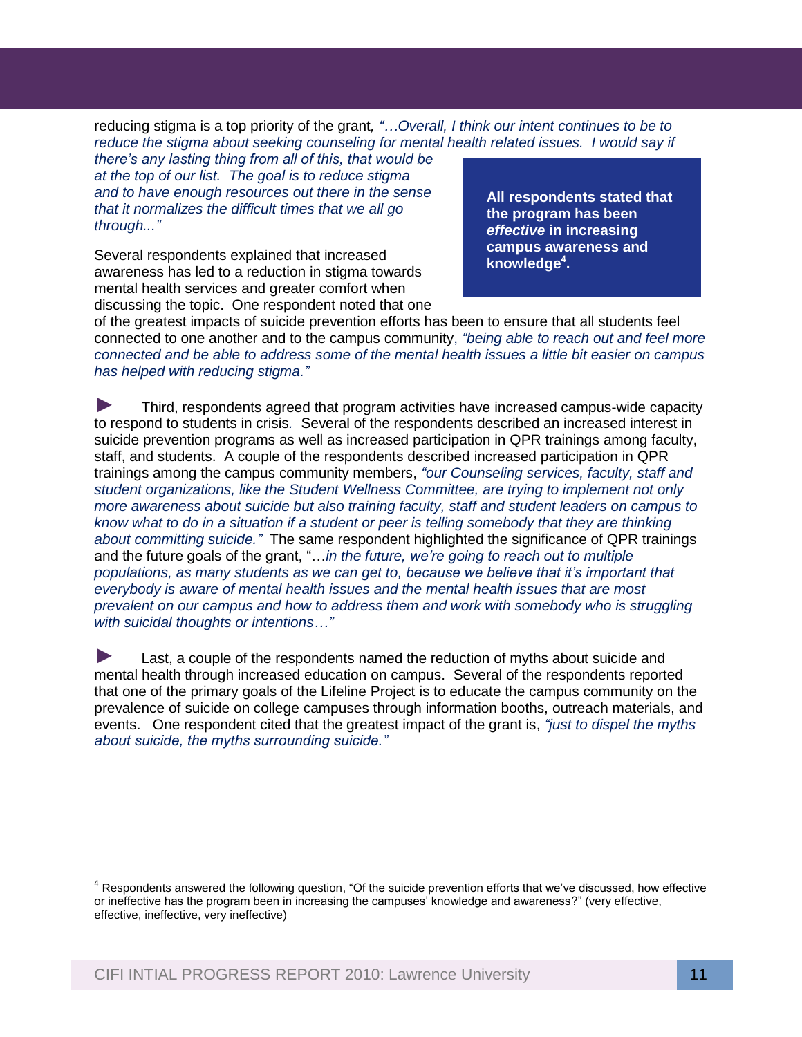reducing stigma is a top priority of the grant, *"…Overall, I think our intent continues to be to reduce the stigma about seeking counseling for mental health related issues. I would say if there's any lasting thing from all of this, that would be at the top of our list. The goal is to reduce stigma and to have enough resources out there in the sense that it normalizes the difficult times that we all go through..."*

**All respondents stated that the program has been *effective* in increasing campus awareness and knowledge[4].**

Several respondents explained that increased awareness has led to a reduction in stigma towards mental health services and greater comfort when discussing the topic. One respondent noted that one of the greatest impacts of suicide prevention efforts has been to ensure that all students feel connected to one another and to the campus community, *"being able to reach out and feel more connected and be able to address some of the mental health issues a little bit easier on campus has helped with reducing stigma."*

► Third, respondents agreed that program activities have increased campus-wide capacity to respond to students in crisis. Several of the respondents described an increased interest in suicide prevention programs as well as increased participation in QPR trainings among faculty, staff, and students. A couple of the respondents described increased participation in QPR trainings among the campus community members, *"our Counseling services, faculty, staff and student organizations, like the Student Wellness Committee, are trying to implement not only more awareness about suicide but also training faculty, staff and student leaders on campus to know what to do in a situation if a student or peer is telling somebody that they are thinking about committing suicide."* The same respondent highlighted the significance of QPR trainings and the future goals of the grant, "…*in the future, we're going to reach out to multiple populations, as many students as we can get to, because we believe that it's important that everybody is aware of mental health issues and the mental health issues that are most prevalent on our campus and how to address them and work with somebody who is struggling with suicidal thoughts or intentions…"*

► Last, a couple of the respondents named the reduction of myths about suicide and mental health through increased education on campus. Several of the respondents reported that one of the primary goals of the Lifeline Project is to educate the campus community on the prevalence of suicide on college campuses through information booths, outreach materials, and events. One respondent cited that the greatest impact of the grant is, *"just to dispel the myths about suicide, the myths surrounding suicide."*

[4] Respondents answered the following question, "Of the suicide prevention efforts that we've discussed, how effective or ineffective has the program been in increasing the campuses' knowledge and awareness?" (very effective, effective, ineffective, very ineffective)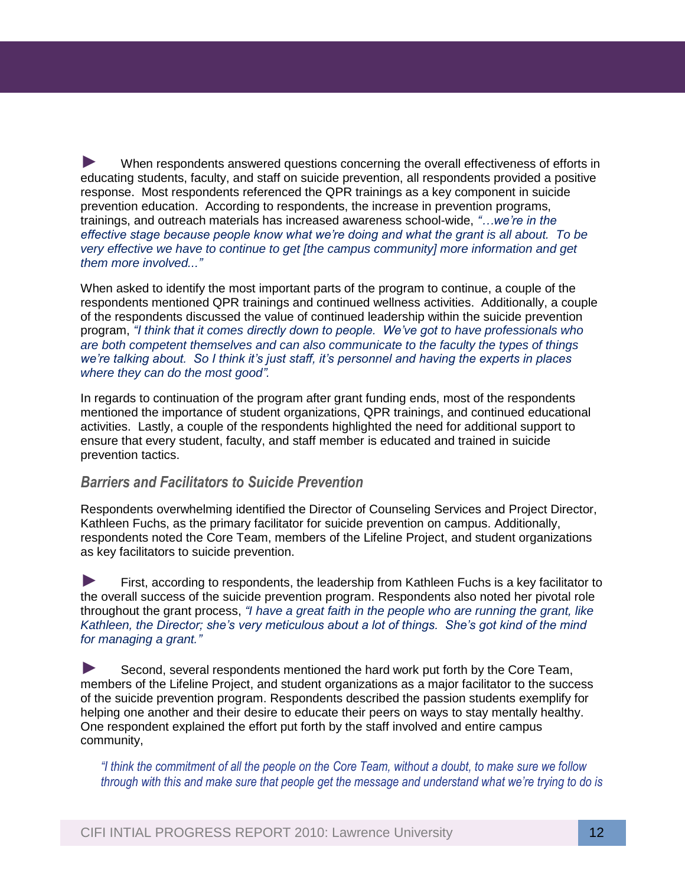► When respondents answered questions concerning the overall effectiveness of efforts in educating students, faculty, and staff on suicide prevention, all respondents provided a positive response. Most respondents referenced the QPR trainings as a key component in suicide prevention education. According to respondents, the increase in prevention programs, trainings, and outreach materials has increased awareness school-wide, *"…we're in the effective stage because people know what we're doing and what the grant is all about. To be very effective we have to continue to get [the campus community] more information and get them more involved..."*

When asked to identify the most important parts of the program to continue, a couple of the respondents mentioned QPR trainings and continued wellness activities. Additionally, a couple of the respondents discussed the value of continued leadership within the suicide prevention program, *"I think that it comes directly down to people. We've got to have professionals who are both competent themselves and can also communicate to the faculty the types of things we're talking about. So I think it's just staff, it's personnel and having the experts in places where they can do the most good".*

In regards to continuation of the program after grant funding ends, most of the respondents mentioned the importance of student organizations, QPR trainings, and continued educational activities. Lastly, a couple of the respondents highlighted the need for additional support to ensure that every student, faculty, and staff member is educated and trained in suicide prevention tactics.

### *Barriers and Facilitators to Suicide Prevention*

Respondents overwhelming identified the Director of Counseling Services and Project Director, Kathleen Fuchs, as the primary facilitator for suicide prevention on campus. Additionally, respondents noted the Core Team, members of the Lifeline Project, and student organizations as key facilitators to suicide prevention.

► First, according to respondents, the leadership from Kathleen Fuchs is a key facilitator to the overall success of the suicide prevention program. Respondents also noted her pivotal role throughout the grant process, *"I have a great faith in the people who are running the grant, like Kathleen, the Director; she's very meticulous about a lot of things. She's got kind of the mind for managing a grant."*

► Second, several respondents mentioned the hard work put forth by the Core Team, members of the Lifeline Project, and student organizations as a major facilitator to the success of the suicide prevention program. Respondents described the passion students exemplify for helping one another and their desire to educate their peers on ways to stay mentally healthy. One respondent explained the effort put forth by the staff involved and entire campus community,

> *"I think the commitment of all the people on the Core Team, without a doubt, to make sure we follow through with this and make sure that people get the message and understand what we're trying to do is*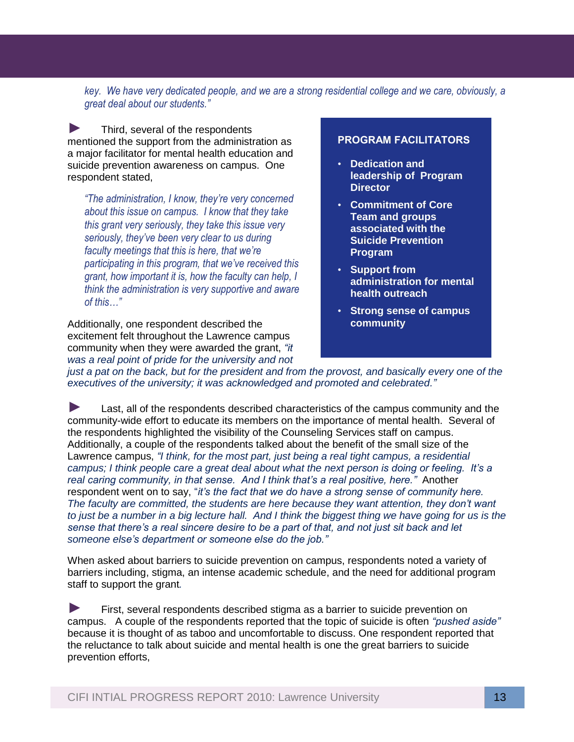*key. We have very dedicated people, and we are a strong residential college and we care, obviously, a great deal about our students."*

► Third, several of the respondents mentioned the support from the administration as a major facilitator for mental health education and suicide prevention awareness on campus. One respondent stated,

> *"The administration, I know, they're very concerned about this issue on campus. I know that they take this grant very seriously, they take this issue very seriously, they've been very clear to us during faculty meetings that this is here, that we're participating in this program, that we've received this grant, how important it is, how the faculty can help, I think the administration is very supportive and aware of this…"*

Additionally, one respondent described the excitement felt throughout the Lawrence campus community when they were awarded the grant, *"it was a real point of pride for the university and not just a pat on the back, but for the president and from the provost, and basically every one of the executives of the university; it was acknowledged and promoted and celebrated."*

**PROGRAM FACILITATORS**

- **Dedication and leadership of Program Director**
- **Commitment of Core Team and groups associated with the Suicide Prevention Program**
- **Support from administration for mental health outreach**
- **Strong sense of campus community**

► Last, all of the respondents described characteristics of the campus community and the community-wide effort to educate its members on the importance of mental health. Several of the respondents highlighted the visibility of the Counseling Services staff on campus. Additionally, a couple of the respondents talked about the benefit of the small size of the Lawrence campus, *"I think, for the most part, just being a real tight campus, a residential campus; I think people care a great deal about what the next person is doing or feeling. It's a real caring community, in that sense. And I think that's a real positive, here."* Another respondent went on to say, "*it's the fact that we do have a strong sense of community here. The faculty are committed, the students are here because they want attention, they don't want to just be a number in a big lecture hall. And I think the biggest thing we have going for us is the sense that there's a real sincere desire to be a part of that, and not just sit back and let someone else's department or someone else do the job."*

When asked about barriers to suicide prevention on campus, respondents noted a variety of barriers including, stigma, an intense academic schedule, and the need for additional program staff to support the grant.

► First, several respondents described stigma as a barrier to suicide prevention on campus. A couple of the respondents reported that the topic of suicide is often *"pushed aside"* because it is thought of as taboo and uncomfortable to discuss. One respondent reported that the reluctance to talk about suicide and mental health is one the great barriers to suicide prevention efforts,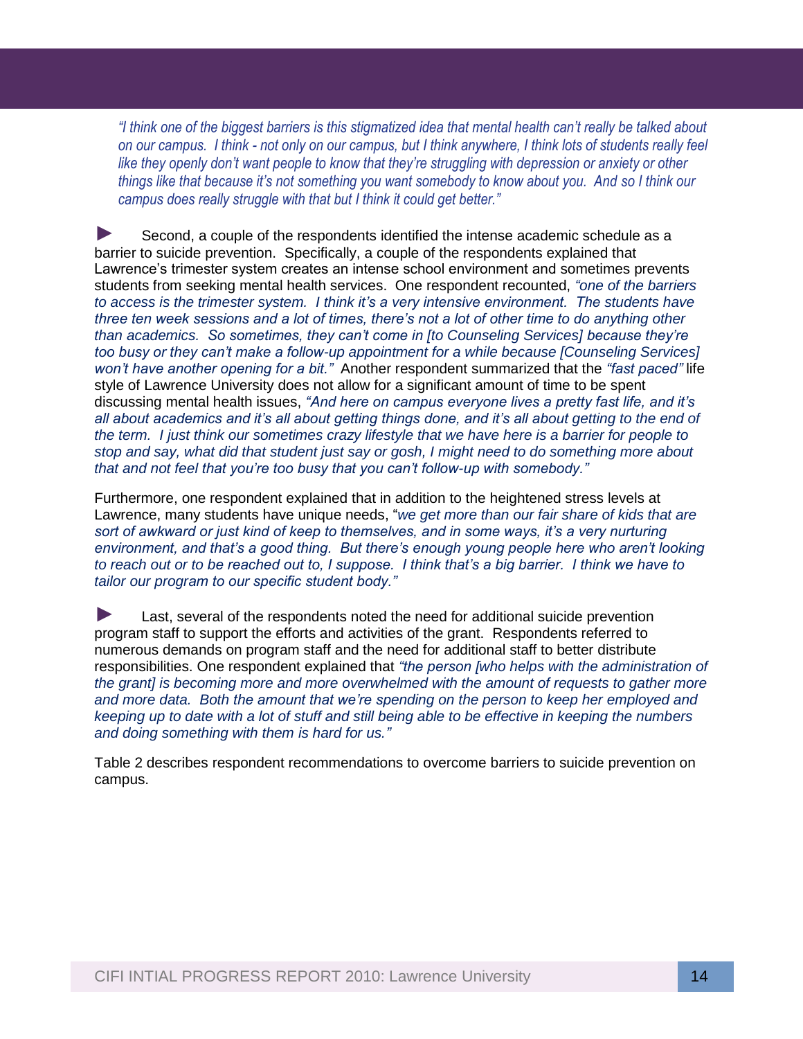*"I think one of the biggest barriers is this stigmatized idea that mental health can't really be talked about on our campus. I think - not only on our campus, but I think anywhere, I think lots of students really feel like they openly don't want people to know that they're struggling with depression or anxiety or other things like that because it's not something you want somebody to know about you. And so I think our campus does really struggle with that but I think it could get better."*

► Second, a couple of the respondents identified the intense academic schedule as a barrier to suicide prevention. Specifically, a couple of the respondents explained that Lawrence's trimester system creates an intense school environment and sometimes prevents students from seeking mental health services. One respondent recounted, *"one of the barriers to access is the trimester system. I think it's a very intensive environment. The students have three ten week sessions and a lot of times, there's not a lot of other time to do anything other than academics. So sometimes, they can't come in [to Counseling Services] because they're too busy or they can't make a follow-up appointment for a while because [Counseling Services] won't have another opening for a bit."* Another respondent summarized that the *"fast paced"* life style of Lawrence University does not allow for a significant amount of time to be spent discussing mental health issues, *"And here on campus everyone lives a pretty fast life, and it's all about academics and it's all about getting things done, and it's all about getting to the end of the term. I just think our sometimes crazy lifestyle that we have here is a barrier for people to stop and say, what did that student just say or gosh, I might need to do something more about that and not feel that you're too busy that you can't follow-up with somebody."*

Furthermore, one respondent explained that in addition to the heightened stress levels at Lawrence, many students have unique needs, "*we get more than our fair share of kids that are sort of awkward or just kind of keep to themselves, and in some ways, it's a very nurturing environment, and that's a good thing. But there's enough young people here who aren't looking to reach out or to be reached out to, I suppose. I think that's a big barrier. I think we have to tailor our program to our specific student body."*

► Last, several of the respondents noted the need for additional suicide prevention program staff to support the efforts and activities of the grant. Respondents referred to numerous demands on program staff and the need for additional staff to better distribute responsibilities. One respondent explained that *"the person [who helps with the administration of the grant] is becoming more and more overwhelmed with the amount of requests to gather more and more data. Both the amount that we're spending on the person to keep her employed and keeping up to date with a lot of stuff and still being able to be effective in keeping the numbers and doing something with them is hard for us."*

Table 2 describes respondent recommendations to overcome barriers to suicide prevention on campus.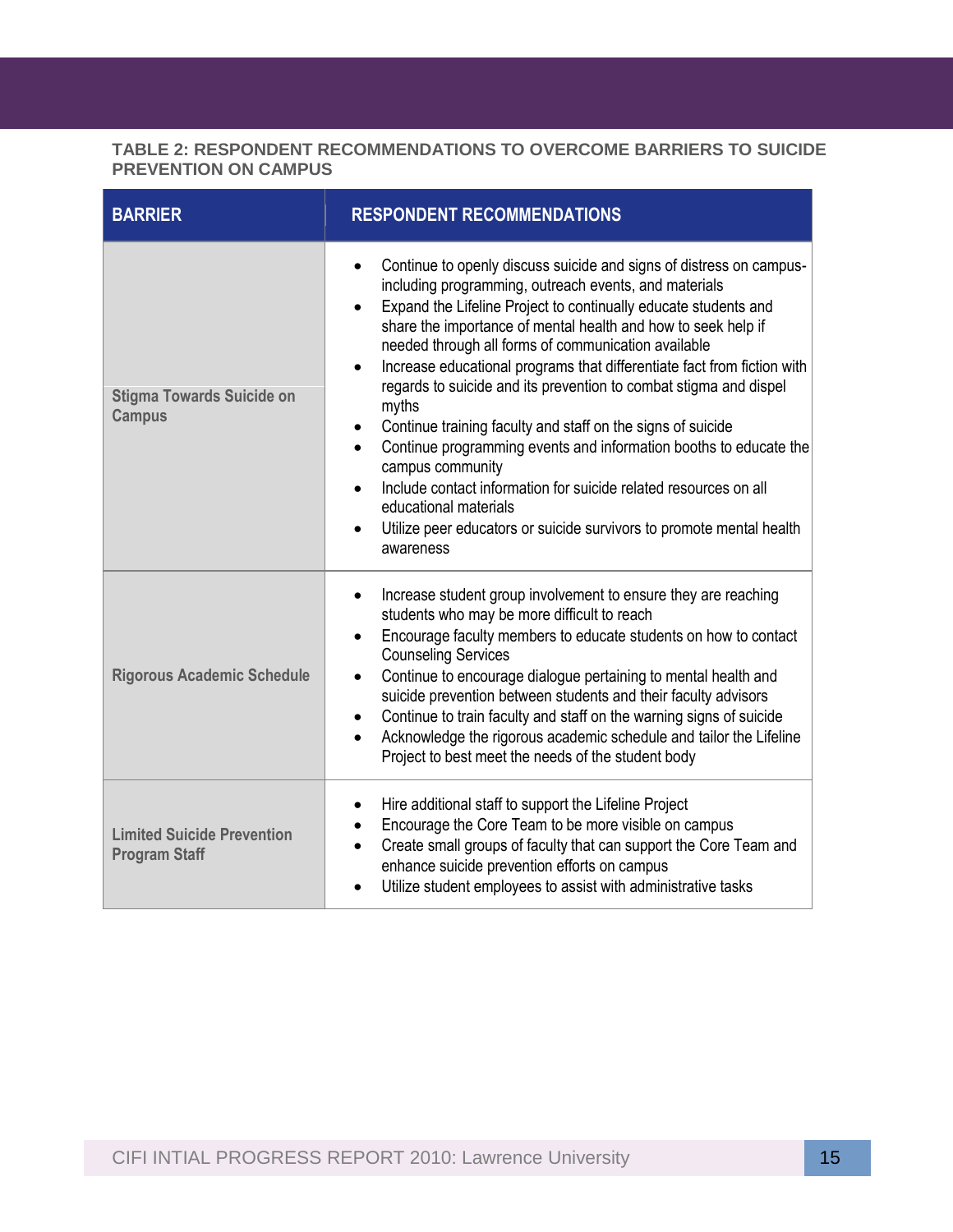**TABLE 2: RESPONDENT RECOMMENDATIONS TO OVERCOME BARRIERS TO SUICIDE PREVENTION ON CAMPUS**

| BARRIER | RESPONDENT RECOMMENDATIONS |
|---|---|
| **Stigma Towards Suicide on Campus** | • Continue to openly discuss suicide and signs of distress on campus- including programming, outreach events, and materials<br>• Expand the Lifeline Project to continually educate students and share the importance of mental health and how to seek help if needed through all forms of communication available<br>• Increase educational programs that differentiate fact from fiction with regards to suicide and its prevention to combat stigma and dispel myths<br>• Continue training faculty and staff on the signs of suicide<br>• Continue programming events and information booths to educate the campus community<br>• Include contact information for suicide related resources on all educational materials<br>• Utilize peer educators or suicide survivors to promote mental health awareness |
| **Rigorous Academic Schedule** | • Increase student group involvement to ensure they are reaching students who may be more difficult to reach<br>• Encourage faculty members to educate students on how to contact Counseling Services<br>• Continue to encourage dialogue pertaining to mental health and suicide prevention between students and their faculty advisors<br>• Continue to train faculty and staff on the warning signs of suicide<br>• Acknowledge the rigorous academic schedule and tailor the Lifeline Project to best meet the needs of the student body |
| **Limited Suicide Prevention Program Staff** | • Hire additional staff to support the Lifeline Project<br>• Encourage the Core Team to be more visible on campus<br>• Create small groups of faculty that can support the Core Team and enhance suicide prevention efforts on campus<br>• Utilize student employees to assist with administrative tasks |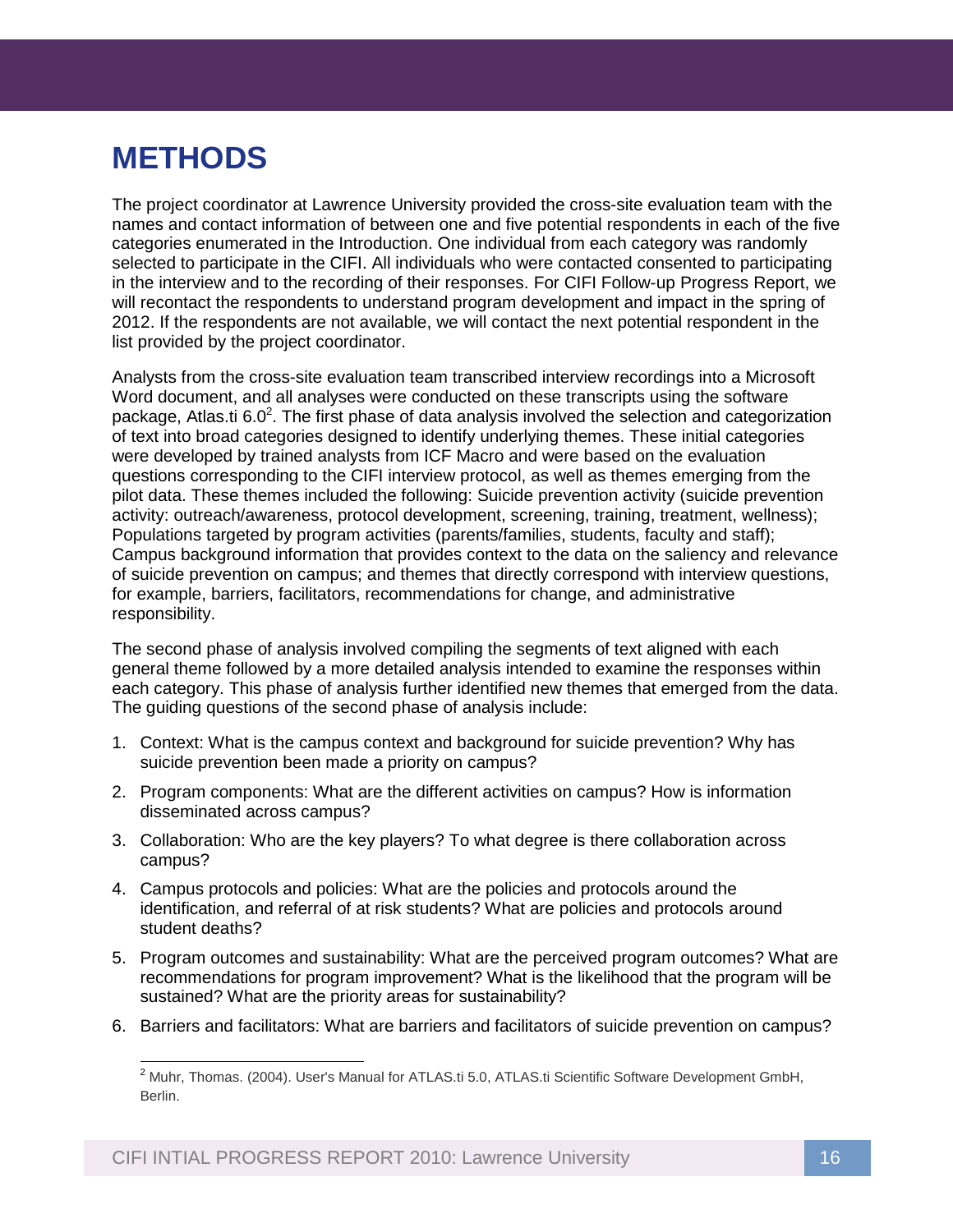# METHODS

The project coordinator at Lawrence University provided the cross-site evaluation team with the names and contact information of between one and five potential respondents in each of the five categories enumerated in the Introduction. One individual from each category was randomly selected to participate in the CIFI. All individuals who were contacted consented to participating in the interview and to the recording of their responses. For CIFI Follow-up Progress Report, we will recontact the respondents to understand program development and impact in the spring of 2012. If the respondents are not available, we will contact the next potential respondent in the list provided by the project coordinator.

Analysts from the cross-site evaluation team transcribed interview recordings into a Microsoft Word document, and all analyses were conducted on these transcripts using the software package, Atlas.ti 6.0[2]. The first phase of data analysis involved the selection and categorization of text into broad categories designed to identify underlying themes. These initial categories were developed by trained analysts from ICF Macro and were based on the evaluation questions corresponding to the CIFI interview protocol, as well as themes emerging from the pilot data. These themes included the following: Suicide prevention activity (suicide prevention activity: outreach/awareness, protocol development, screening, training, treatment, wellness); Populations targeted by program activities (parents/families, students, faculty and staff); Campus background information that provides context to the data on the saliency and relevance of suicide prevention on campus; and themes that directly correspond with interview questions, for example, barriers, facilitators, recommendations for change, and administrative responsibility.

The second phase of analysis involved compiling the segments of text aligned with each general theme followed by a more detailed analysis intended to examine the responses within each category. This phase of analysis further identified new themes that emerged from the data. The guiding questions of the second phase of analysis include:

1. Context: What is the campus context and background for suicide prevention? Why has suicide prevention been made a priority on campus?
2. Program components: What are the different activities on campus? How is information disseminated across campus?
3. Collaboration: Who are the key players? To what degree is there collaboration across campus?
4. Campus protocols and policies: What are the policies and protocols around the identification, and referral of at risk students? What are policies and protocols around student deaths?
5. Program outcomes and sustainability: What are the perceived program outcomes? What are recommendations for program improvement? What is the likelihood that the program will be sustained? What are the priority areas for sustainability?
6. Barriers and facilitators: What are barriers and facilitators of suicide prevention on campus?

[2] Muhr, Thomas. (2004). User's Manual for ATLAS.ti 5.0, ATLAS.ti Scientific Software Development GmbH, Berlin.